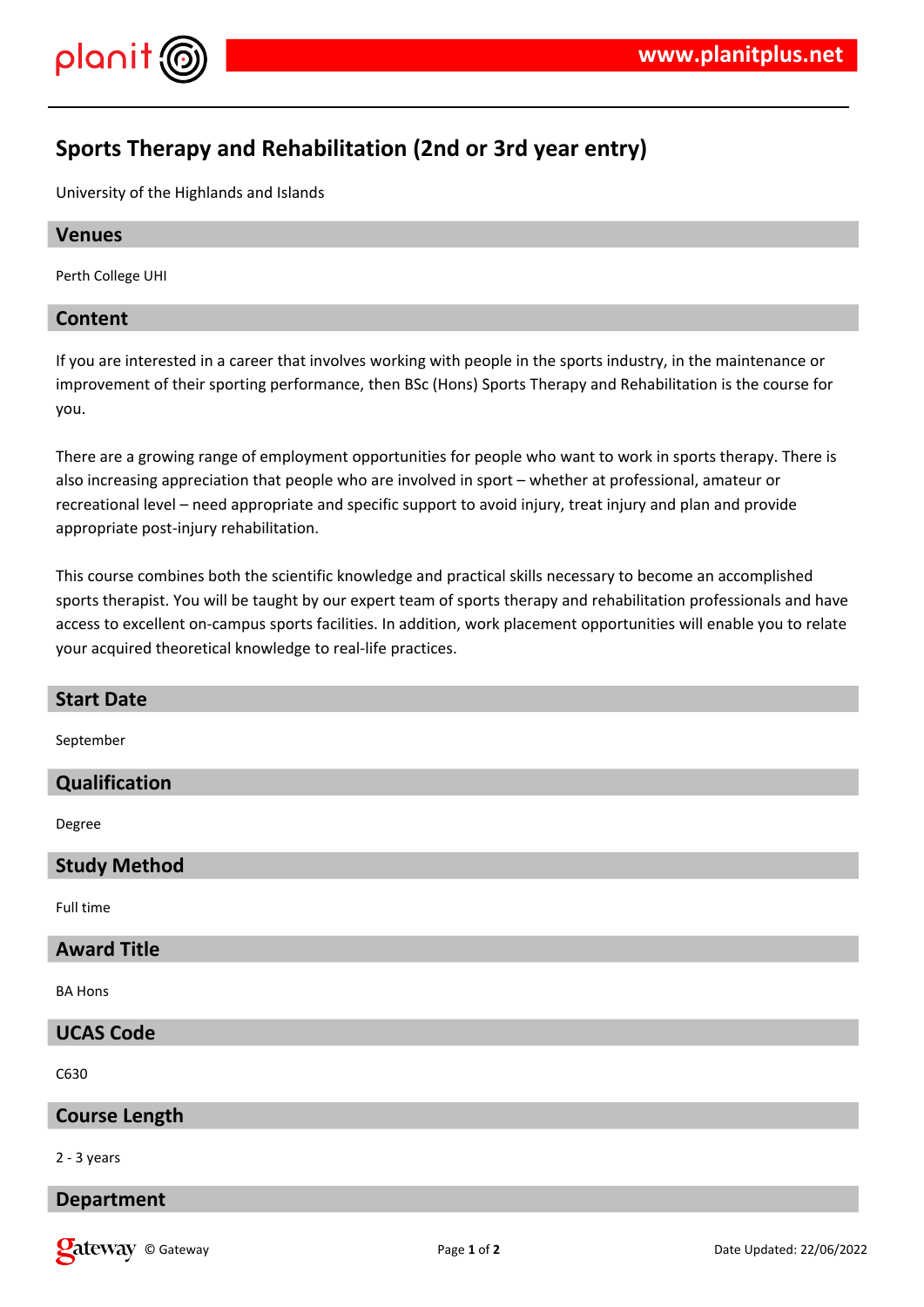# Sports Therapy and Rehabilitation (2nd or 3rd year entry)

University of the Highlands and Islands

## Venues

Perth College UHI

## Content

If you are interested in a career that involves working with people in the sports industry, in the maintenance or improvement of their sporting performance, then BSc (Hons) Sports Therapy and Rehabilitation is the course for you.

There are a growing range of employment opportunities for people who want to work in sports therapy. There is also increasing appreciation that people who are involved in sport – whether at professional, amateur or recreational level – need appropriate and specific support to avoid injury, treat injury and plan and provide appropriate post-injury rehabilitation.

This course combines both the scientific knowledge and practical skills necessary to become an accomplished sports therapist. You will be taught by our expert team of sports therapy and rehabilitation professionals and have access to excellent on-campus sports facilities. In addition, work placement opportunities will enable you to relate your acquired theoretical knowledge to real-life practices.

## Start Date

September

## Qualification

Degree

## Study Method

Full time

## Award Title

BA Hons

## UCAS Code

C630

## Course Length

2 - 3 years

## Department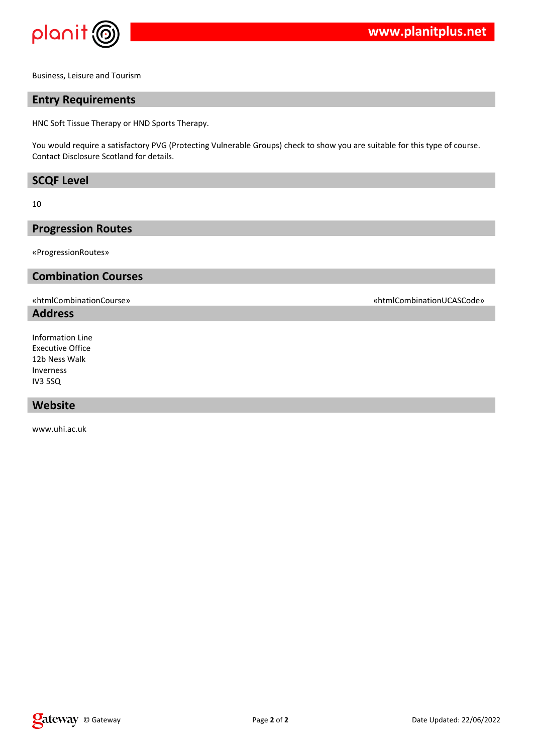Business, Leisure and Tourism

## Entry Requirements

HNC Soft Tissue Therapy or HND Sports Therapy.

You would require a satisfactory PVG (Protecting Vulnerable Groups) check to show you are suitable for this type of course. Contact Disclosure Scotland for details.

## SCQF Level

10

## Progression Routes

«ProgressionRoutes»

## Combination Courses

«htmlCombinationCourse» «htmlCombinationUCASCode»

## Address

Information Line
Executive Office
12b Ness Walk
Inverness
IV3 5SQ

## Website

www.uhi.ac.uk